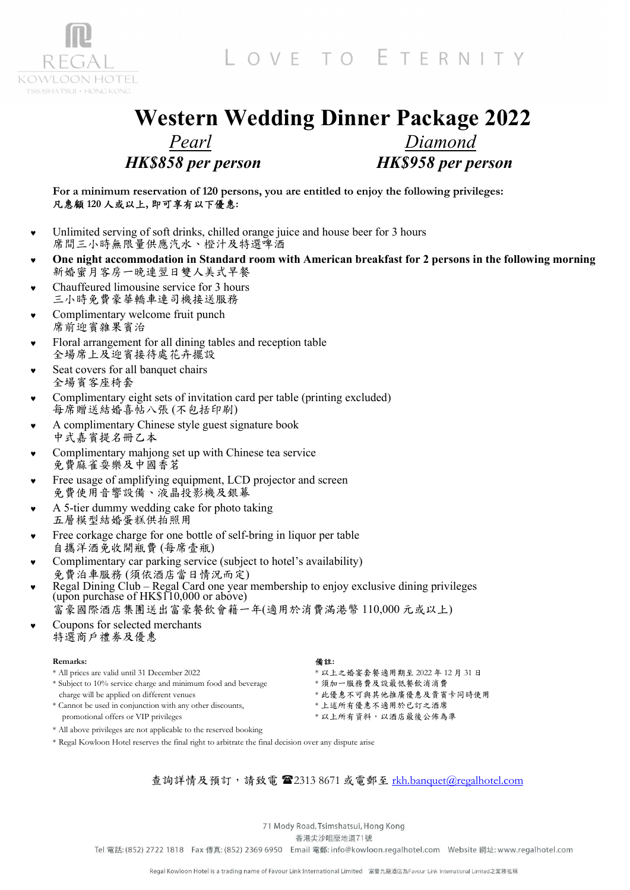REGAL KOWLOON HOTEL
TSIMSHATSUI • HONG KONG

LOVE TO ETERNITY

# Western Wedding Dinner Package 2022

| *Pearl* | *Diamond* |
|---|---|
| ***HK$858 per person*** | ***HK$958 per person*** |

**For a minimum reservation of 120 persons, you are entitled to enjoy the following privileges:**
**凡惠顧 120 人或以上, 即可享有以下優惠:**

- Unlimited serving of soft drinks, chilled orange juice and house beer for 3 hours
  席間三小時無限量供應汽水、橙汁及特選啤酒
- **One night accommodation in Standard room with American breakfast for 2 persons in the following morning**
  新婚蜜月客房一晚連翌日雙人美式早餐
- Chauffeured limousine service for 3 hours
  三小時免費豪華轎車連司機接送服務
- Complimentary welcome fruit punch
  席前迎賓雜果賓治
- Floral arrangement for all dining tables and reception table
  全場席上及迎賓接待處花卉擺設
- Seat covers for all banquet chairs
  全場賓客座椅套
- Complimentary eight sets of invitation card per table (printing excluded)
  每席贈送結婚喜帖八張 (不包括印刷)
- A complimentary Chinese style guest signature book
  中式嘉賓提名冊乙本
- Complimentary mahjong set up with Chinese tea service
  免費麻雀耍樂及中國香茗
- Free usage of amplifying equipment, LCD projector and screen
  免費使用音響設備、液晶投影機及銀幕
- A 5-tier dummy wedding cake for photo taking
  五層模型結婚蛋糕供拍照用
- Free corkage charge for one bottle of self-bring in liquor per table
  自攜洋酒免收開瓶費 (每席壹瓶)
- Complimentary car parking service (subject to hotel's availability)
  免費泊車服務 (須依酒店當日情況而定)
- Regal Dining Club – Regal Card one year membership to enjoy exclusive dining privileges (upon purchase of HK$110,000 or above)
  富豪國際酒店集團送出富豪餐飲會籍一年(適用於消費滿港幣 110,000 元或以上)
- Coupons for selected merchants
  特選商戶禮券及優惠

**Remarks:**
* All prices are valid until 31 December 2022
* Subject to 10% service charge and minimum food and beverage charge will be applied on different venues
* Cannot be used in conjunction with any other discounts, promotional offers or VIP privileges
* All above privileges are not applicable to the reserved booking
* Regal Kowloon Hotel reserves the final right to arbitrate the final decision over any dispute arise

**備註:**
* 以上之婚宴套餐適用期至 2022 年 12 月 31 日
* 須加一服務費及設最低餐飲消費
* 此優惠不可與其他推廣優惠及貴賓卡同時使用
* 上述所有優惠不適用於已訂之酒席
* 以上所有資料，以酒店最後公佈為準

查詢詳情及預訂，請致電 ☎2313 8671 或電郵至 rkh.banquet@regalhotel.com

71 Mody Road, Tsimshatsui, Hong Kong
香港尖沙咀麼地道71號
Tel 電話: (852) 2722 1818 Fax 傳真: (852) 2369 6950 Email 電郵: info@kowloon.regalhotel.com Website 網址: www.regalhotel.com

Regal Kowloon Hotel is a trading name of Favour Link International Limited 富豪九龍酒店為Favour Link International Limited之業務名稱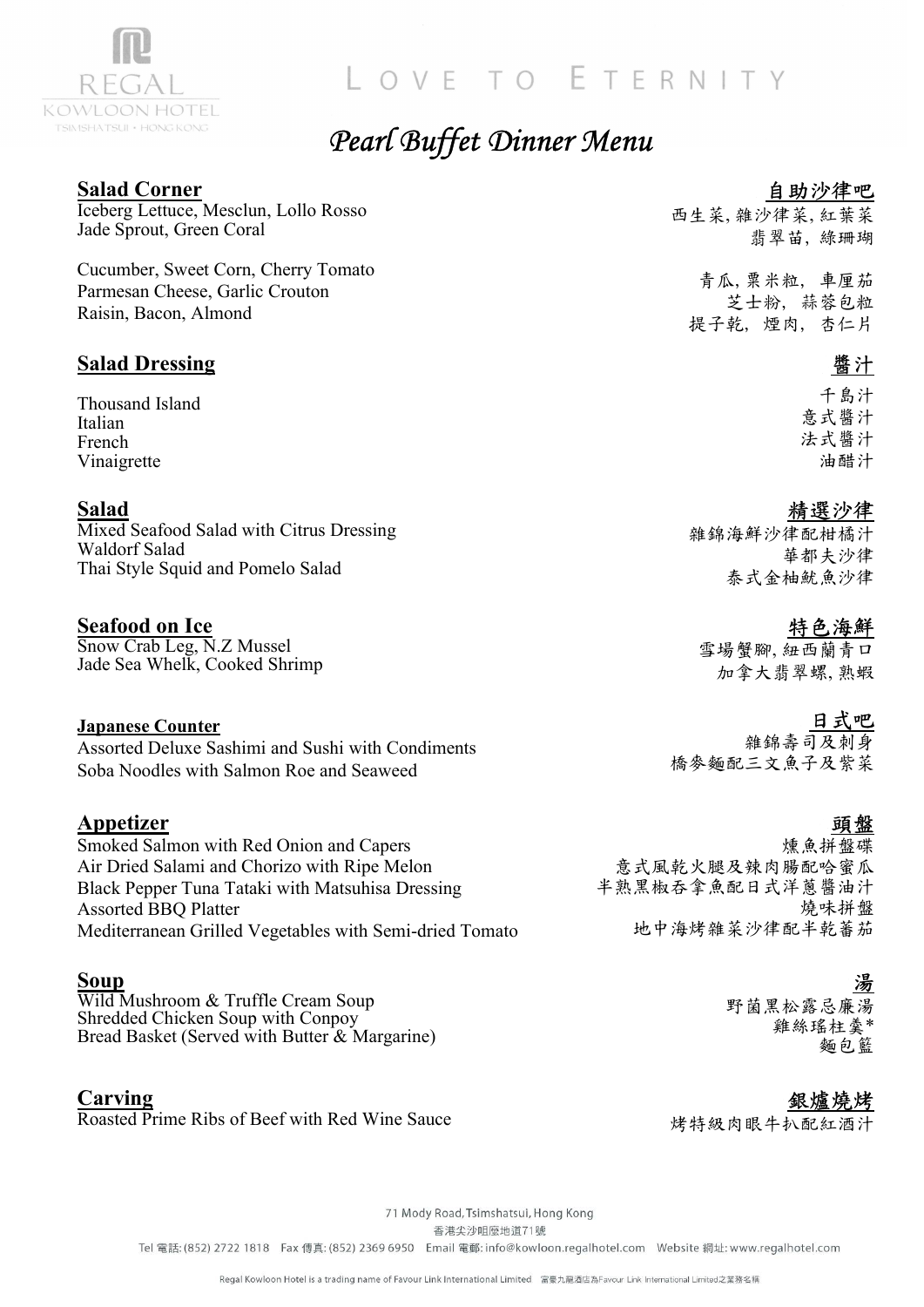LOVE TO ETERNITY

# *Pearl Buffet Dinner Menu*

## Salad Corner
## 自助沙律吧

Iceberg Lettuce, Mesclun, Lollo Rosso
Jade Sprout, Green Coral

西生菜, 雜沙律菜, 紅葉菜
翡翠苗, 綠珊瑚

Cucumber, Sweet Corn, Cherry Tomato
Parmesan Cheese, Garlic Crouton
Raisin, Bacon, Almond

青瓜, 粟米粒, 車厘茄
芝士粉, 蒜蓉包粒
提子乾, 煙肉, 杏仁片

## Salad Dressing
## 醬汁

Thousand Island
Italian
French
Vinaigrette

千島汁
意式醬汁
法式醬汁
油醋汁

## Salad
## 精選沙律

Mixed Seafood Salad with Citrus Dressing
Waldorf Salad
Thai Style Squid and Pomelo Salad

雜錦海鮮沙律配柑橘汁
華都夫沙律
泰式金柚魷魚沙律

## Seafood on Ice
## 特色海鮮

Snow Crab Leg, N.Z Mussel
Jade Sea Whelk, Cooked Shrimp

雪場蟹腳, 紐西蘭青口
加拿大翡翠螺, 熟蝦

## Japanese Counter
## 日式吧

Assorted Deluxe Sashimi and Sushi with Condiments
Soba Noodles with Salmon Roe and Seaweed

雜錦壽司及刺身
蕎麥麵配三文魚子及紫菜

## Appetizer
## 頭盤

Smoked Salmon with Red Onion and Capers
Air Dried Salami and Chorizo with Ripe Melon
Black Pepper Tuna Tataki with Matsuhisa Dressing
Assorted BBQ Platter
Mediterranean Grilled Vegetables with Semi-dried Tomato

燻魚拼盤碟
意式風乾火腿及辣肉腸配哈蜜瓜
半熟黑椒吞拿魚配日式洋蔥醬油汁
燒味拼盤
地中海烤雜菜沙律配半乾蕃茄

## Soup
## 湯

Wild Mushroom & Truffle Cream Soup
Shredded Chicken Soup with Conpoy
Bread Basket (Served with Butter & Margarine)

野菌黑松露忌廉湯
雞絲瑤柱羹*
麵包籃

## Carving
## 銀爐燒烤

Roasted Prime Ribs of Beef with Red Wine Sauce

烤特級肉眼牛扒配紅酒汁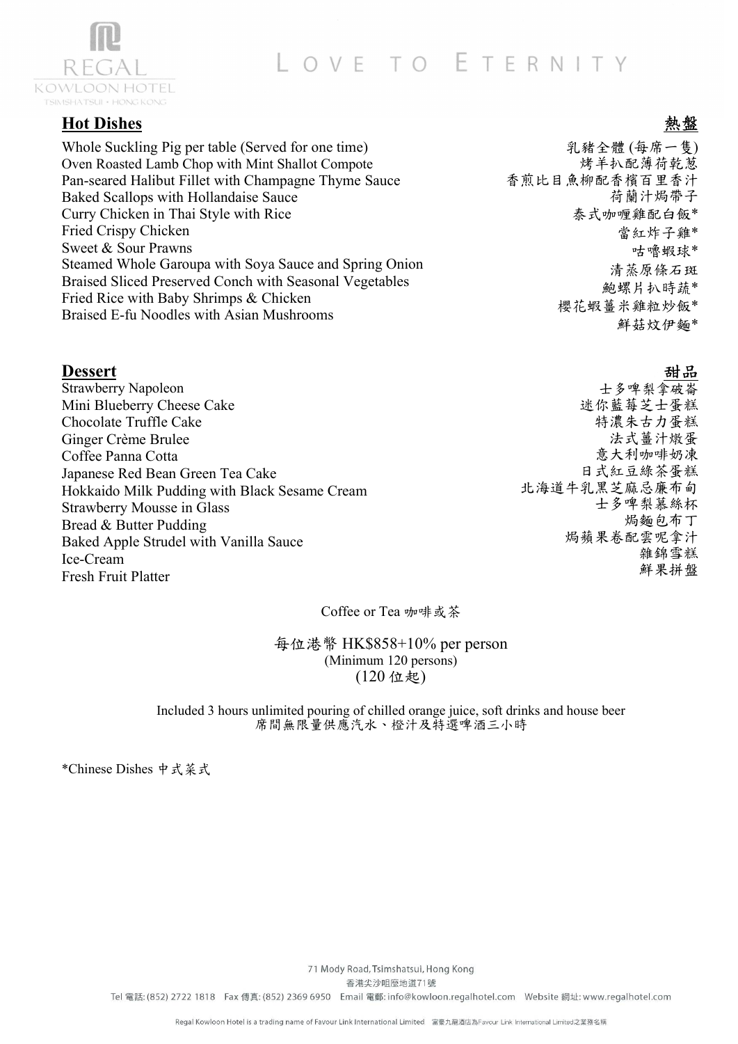## Hot Dishes 熱盤

| | |
|---|---|
| Whole Suckling Pig per table (Served for one time) | 乳豬全體 (每席一隻) |
| Oven Roasted Lamb Chop with Mint Shallot Compote | 烤羊扒配薄荷乾葱 |
| Pan-seared Halibut Fillet with Champagne Thyme Sauce | 香煎比目魚柳配香檳百里香汁 |
| Baked Scallops with Hollandaise Sauce | 荷蘭汁焗帶子 |
| Curry Chicken in Thai Style with Rice | 泰式咖喱雞配白飯* |
| Fried Crispy Chicken | 當紅炸子雞* |
| Sweet & Sour Prawns | 咕嚕蝦球* |
| Steamed Whole Garoupa with Soya Sauce and Spring Onion | 清蒸原條石斑 |
| Braised Sliced Preserved Conch with Seasonal Vegetables | 鮑螺片扒時蔬* |
| Fried Rice with Baby Shrimps & Chicken | 櫻花蝦薑米雞粒炒飯* |
| Braised E-fu Noodles with Asian Mushrooms | 鮮菇炆伊麵* |

## Dessert 甜品

| | |
|---|---|
| Strawberry Napoleon | 士多啤梨拿破崙 |
| Mini Blueberry Cheese Cake | 迷你藍莓芝士蛋糕 |
| Chocolate Truffle Cake | 特濃朱古力蛋糕 |
| Ginger Crème Brulee | 法式薑汁燉蛋 |
| Coffee Panna Cotta | 意大利咖啡奶凍 |
| Japanese Red Bean Green Tea Cake | 日式紅豆綠茶蛋糕 |
| Hokkaido Milk Pudding with Black Sesame Cream | 北海道牛乳黑芝麻忌廉布甸 |
| Strawberry Mousse in Glass | 士多啤梨慕絲杯 |
| Bread & Butter Pudding | 焗麵包布丁 |
| Baked Apple Strudel with Vanilla Sauce | 焗蘋果卷配雲呢拿汁 |
| Ice-Cream | 雜錦雪糕 |
| Fresh Fruit Platter | 鮮果拼盤 |

Coffee or Tea 咖啡或茶

每位港幣 HK$858+10% per person
(Minimum 120 persons)
(120 位起)

Included 3 hours unlimited pouring of chilled orange juice, soft drinks and house beer
席間無限量供應汽水、橙汁及特選啤酒三小時

*Chinese Dishes 中式菜式

71 Mody Road, Tsimshatsui, Hong Kong
香港尖沙咀麼地道71號
Tel 電話: (852) 2722 1818 Fax 傳真: (852) 2369 6950 Email 電郵: info@kowloon.regalhotel.com Website 網址: www.regalhotel.com

Regal Kowloon Hotel is a trading name of Favour Link International Limited 富豪九龍酒店為Favour Link International Limited之業務名稱